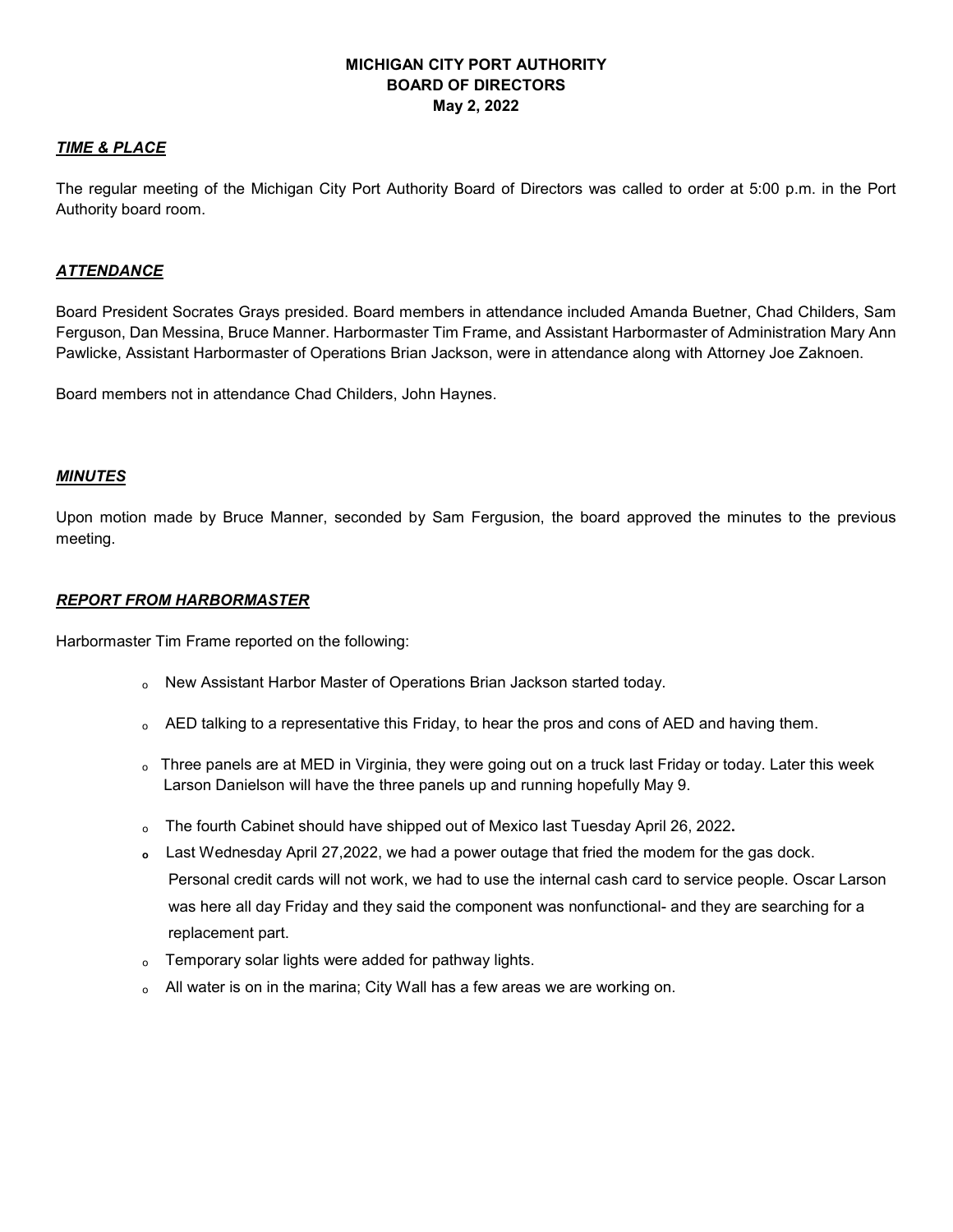**MICHIGAN CITY PORT AUTHORITY**
**BOARD OF DIRECTORS**
**May 2, 2022**

***TIME & PLACE***

The regular meeting of the Michigan City Port Authority Board of Directors was called to order at 5:00 p.m. in the Port Authority board room.

***ATTENDANCE***

Board President Socrates Grays presided. Board members in attendance included Amanda Buetner, Chad Childers, Sam Ferguson, Dan Messina, Bruce Manner. Harbormaster Tim Frame, and Assistant Harbormaster of Administration Mary Ann Pawlicke, Assistant Harbormaster of Operations Brian Jackson, were in attendance along with Attorney Joe Zaknoen.

Board members not in attendance Chad Childers, John Haynes.

***MINUTES***

Upon motion made by Bruce Manner, seconded by Sam Fergusion, the board approved the minutes to the previous meeting.

***REPORT FROM HARBORMASTER***

Harbormaster Tim Frame reported on the following:

- New Assistant Harbor Master of Operations Brian Jackson started today.
- AED talking to a representative this Friday, to hear the pros and cons of AED and having them.
- Three panels are at MED in Virginia, they were going out on a truck last Friday or today. Later this week Larson Danielson will have the three panels up and running hopefully May 9.
- The fourth Cabinet should have shipped out of Mexico last Tuesday April 26, 2022**.**
- Last Wednesday April 27,2022, we had a power outage that fried the modem for the gas dock. Personal credit cards will not work, we had to use the internal cash card to service people. Oscar Larson was here all day Friday and they said the component was nonfunctional- and they are searching for a replacement part.
- Temporary solar lights were added for pathway lights.
- All water is on in the marina; City Wall has a few areas we are working on.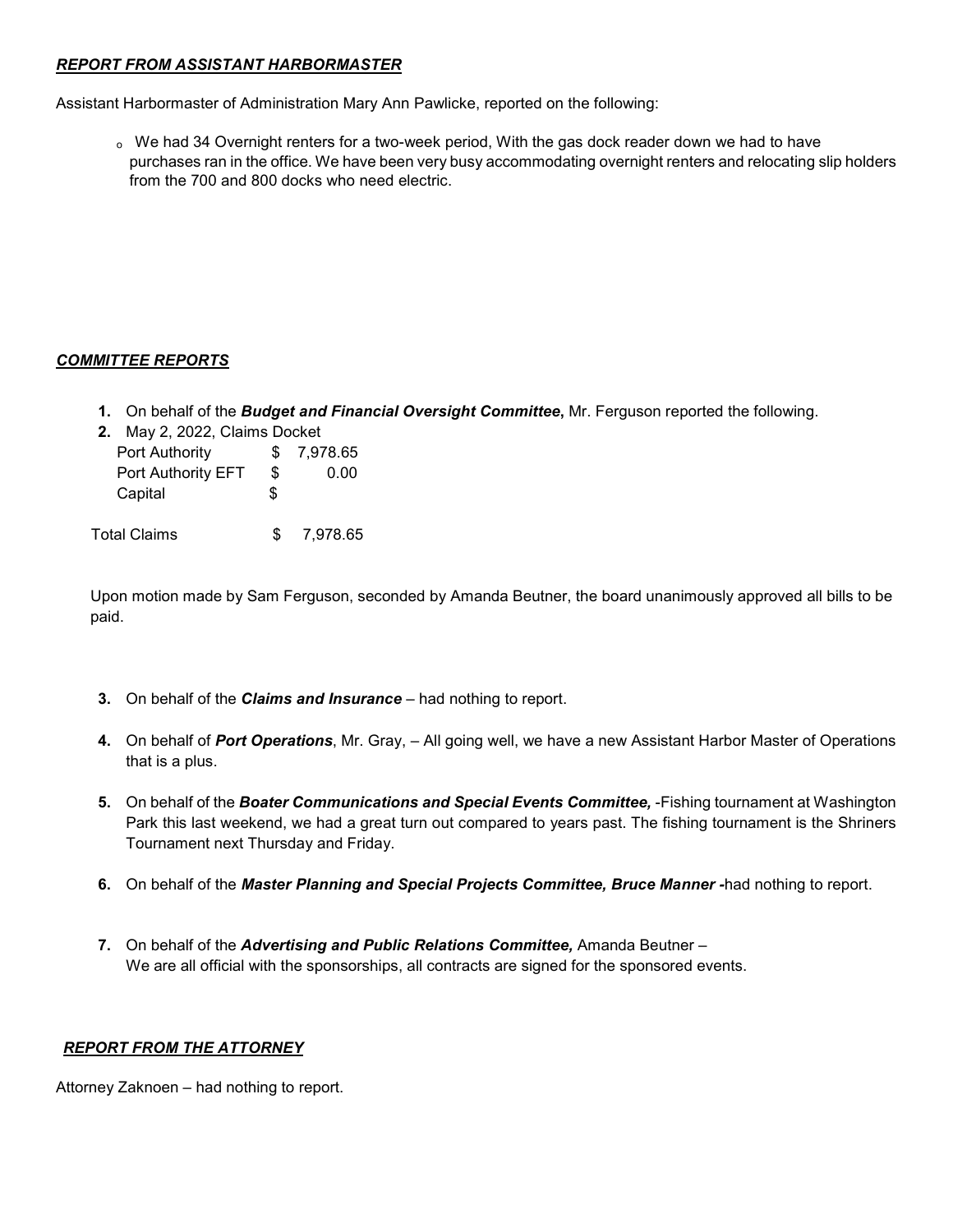***REPORT FROM ASSISTANT HARBORMASTER***

Assistant Harbormaster of Administration Mary Ann Pawlicke, reported on the following:

- We had 34 Overnight renters for a two-week period, With the gas dock reader down we had to have purchases ran in the office. We have been very busy accommodating overnight renters and relocating slip holders from the 700 and 800 docks who need electric.

***COMMITTEE REPORTS***

1. On behalf of the ***Budget and Financial Oversight Committee*****,** Mr. Ferguson reported the following.
2. May 2, 2022, Claims Docket

| | | |
|---|---|---|
| Port Authority | $ | 7,978.65 |
| Port Authority EFT | $ | 0.00 |
| Capital | $ | |
| Total Claims | $ | 7,978.65 |

Upon motion made by Sam Ferguson, seconded by Amanda Beutner, the board unanimously approved all bills to be paid.

3. On behalf of the ***Claims and Insurance*** – had nothing to report.

4. On behalf of ***Port Operations***, Mr. Gray, – All going well, we have a new Assistant Harbor Master of Operations that is a plus.

5. On behalf of the ***Boater Communications and Special Events Committee,*** -Fishing tournament at Washington Park this last weekend, we had a great turn out compared to years past. The fishing tournament is the Shriners Tournament next Thursday and Friday.

6. On behalf of the ***Master Planning and Special Projects Committee, Bruce Manner -***had nothing to report.

7. On behalf of the ***Advertising and Public Relations Committee,*** Amanda Beutner – We are all official with the sponsorships, all contracts are signed for the sponsored events.

***REPORT FROM THE ATTORNEY***

Attorney Zaknoen – had nothing to report.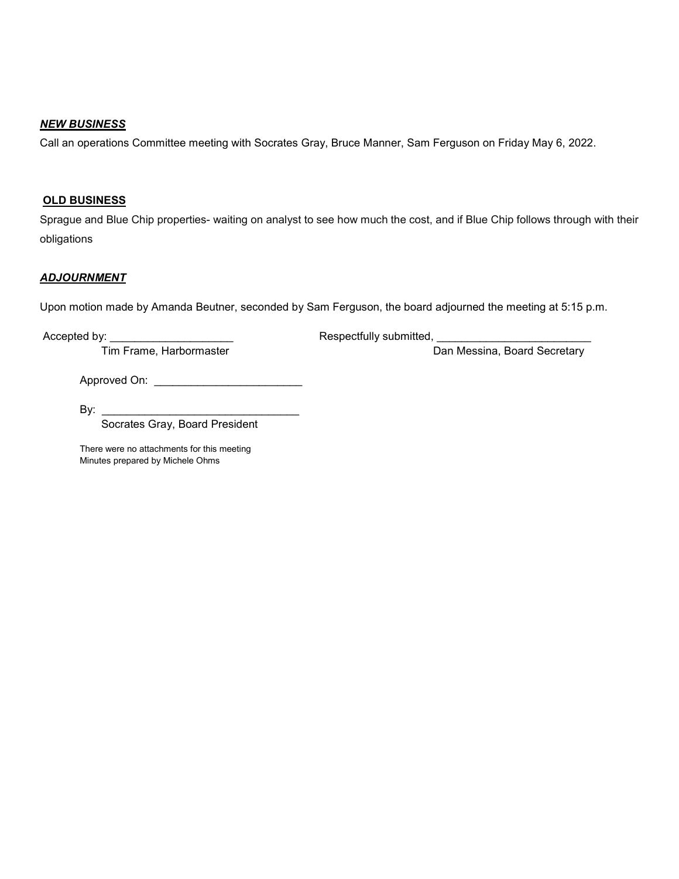***NEW BUSINESS***

Call an operations Committee meeting with Socrates Gray, Bruce Manner, Sam Ferguson on Friday May 6, 2022.

**OLD BUSINESS**

Sprague and Blue Chip properties- waiting on analyst to see how much the cost, and if Blue Chip follows through with their obligations

***ADJOURNMENT***

Upon motion made by Amanda Beutner, seconded by Sam Ferguson, the board adjourned the meeting at 5:15 p.m.

Accepted by: ____________________
Tim Frame, Harbormaster

Respectfully submitted, _________________________
Dan Messina, Board Secretary

Approved On: ________________________

By: ________________________________
Socrates Gray, Board President

There were no attachments for this meeting
Minutes prepared by Michele Ohms